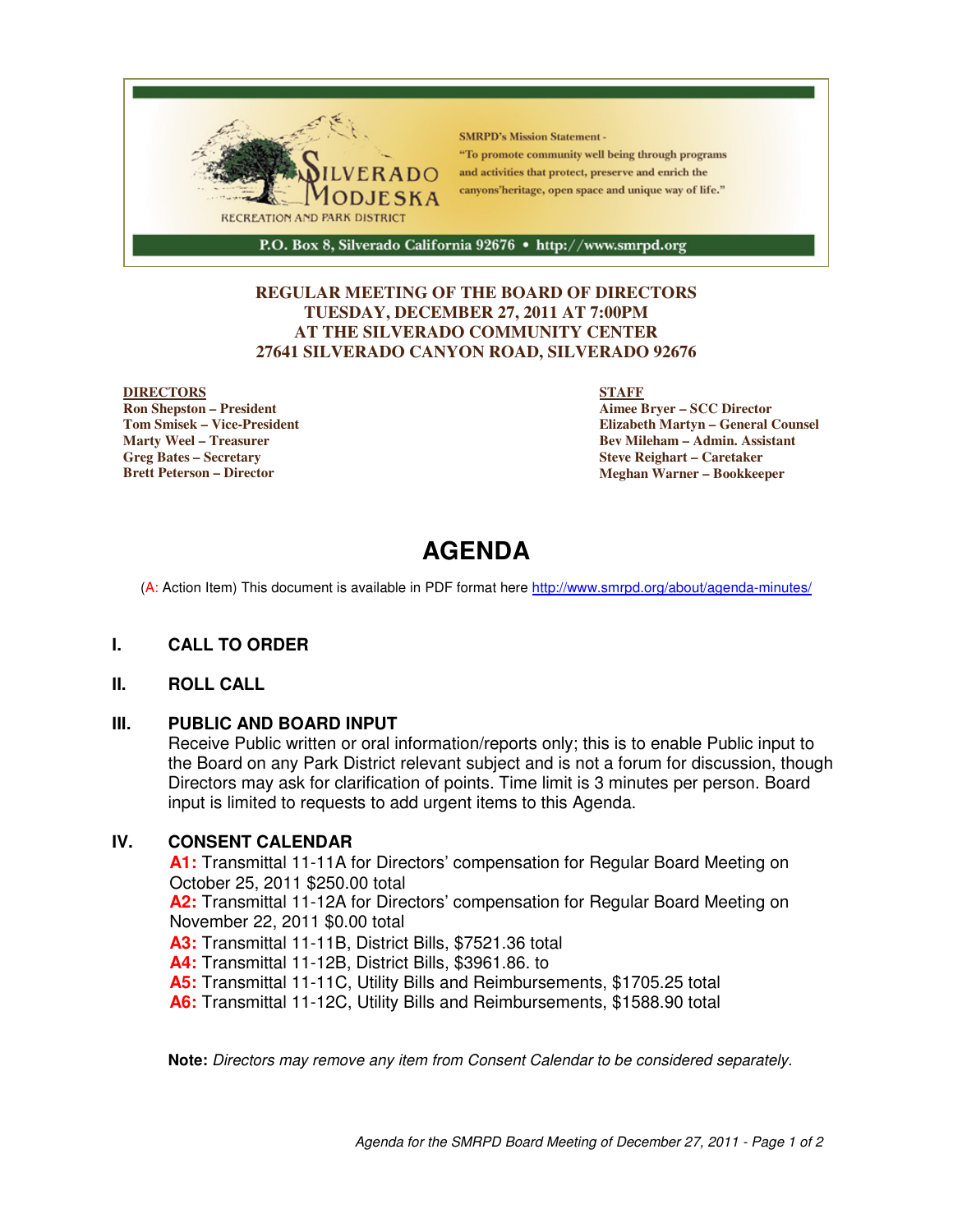SILVERADO MODJESKA RECREATION AND PARK DISTRICT

SMRPD's Mission Statement - "To promote community well being through programs and activities that protect, preserve and enrich the canyons'heritage, open space and unique way of life."

P.O. Box 8, Silverado California 92676 • http://www.smrpd.org

**REGULAR MEETING OF THE BOARD OF DIRECTORS**
**TUESDAY, DECEMBER 27, 2011 AT 7:00PM**
**AT THE SILVERADO COMMUNITY CENTER**
**27641 SILVERADO CANYON ROAD, SILVERADO 92676**

**DIRECTORS**
**Ron Shepston – President**
**Tom Smisek – Vice-President**
**Marty Weel – Treasurer**
**Greg Bates – Secretary**
**Brett Peterson – Director**

**STAFF**
**Aimee Bryer – SCC Director**
**Elizabeth Martyn – General Counsel**
**Bev Mileham – Admin. Assistant**
**Steve Reighart – Caretaker**
**Meghan Warner – Bookkeeper**

# AGENDA

(A: Action Item) This document is available in PDF format here http://www.smrpd.org/about/agenda-minutes/

## I. CALL TO ORDER

## II. ROLL CALL

## III. PUBLIC AND BOARD INPUT

Receive Public written or oral information/reports only; this is to enable Public input to the Board on any Park District relevant subject and is not a forum for discussion, though Directors may ask for clarification of points. Time limit is 3 minutes per person. Board input is limited to requests to add urgent items to this Agenda.

## IV. CONSENT CALENDAR

**A1:** Transmittal 11-11A for Directors' compensation for Regular Board Meeting on October 25, 2011 $250.00 total
**A2:** Transmittal 11-12A for Directors' compensation for Regular Board Meeting on November 22, 2011 $0.00 total
**A3:** Transmittal 11-11B, District Bills, $7521.36 total
**A4:** Transmittal 11-12B, District Bills, $3961.86. to
**A5:** Transmittal 11-11C, Utility Bills and Reimbursements, $1705.25 total
**A6:** Transmittal 11-12C, Utility Bills and Reimbursements, $1588.90 total

**Note:** *Directors may remove any item from Consent Calendar to be considered separately.*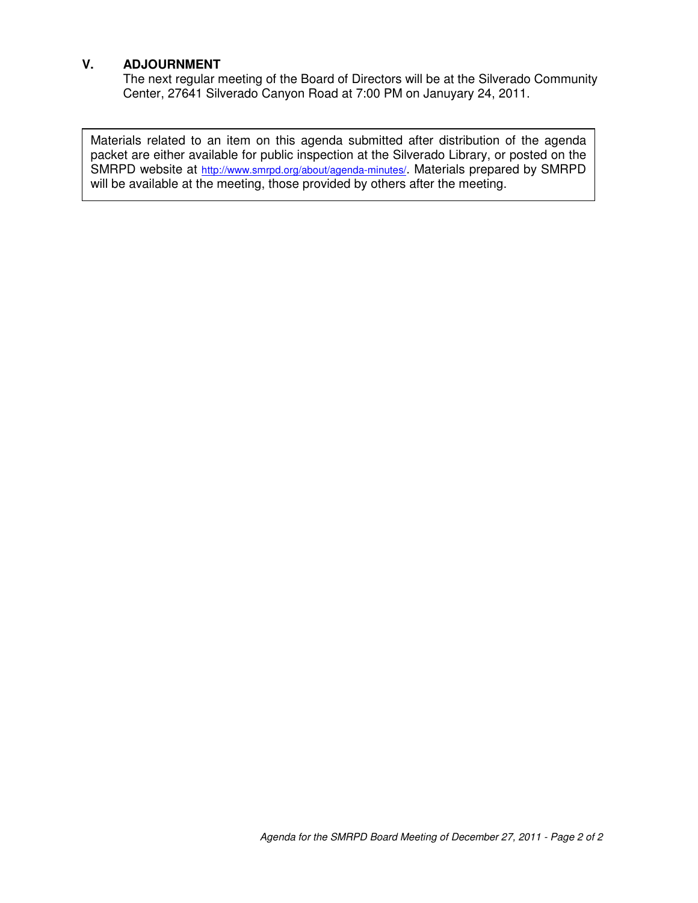## V. ADJOURNMENT

The next regular meeting of the Board of Directors will be at the Silverado Community Center, 27641 Silverado Canyon Road at 7:00 PM on Januyary 24, 2011.

Materials related to an item on this agenda submitted after distribution of the agenda packet are either available for public inspection at the Silverado Library, or posted on the SMRPD website at http://www.smrpd.org/about/agenda-minutes/. Materials prepared by SMRPD will be available at the meeting, those provided by others after the meeting.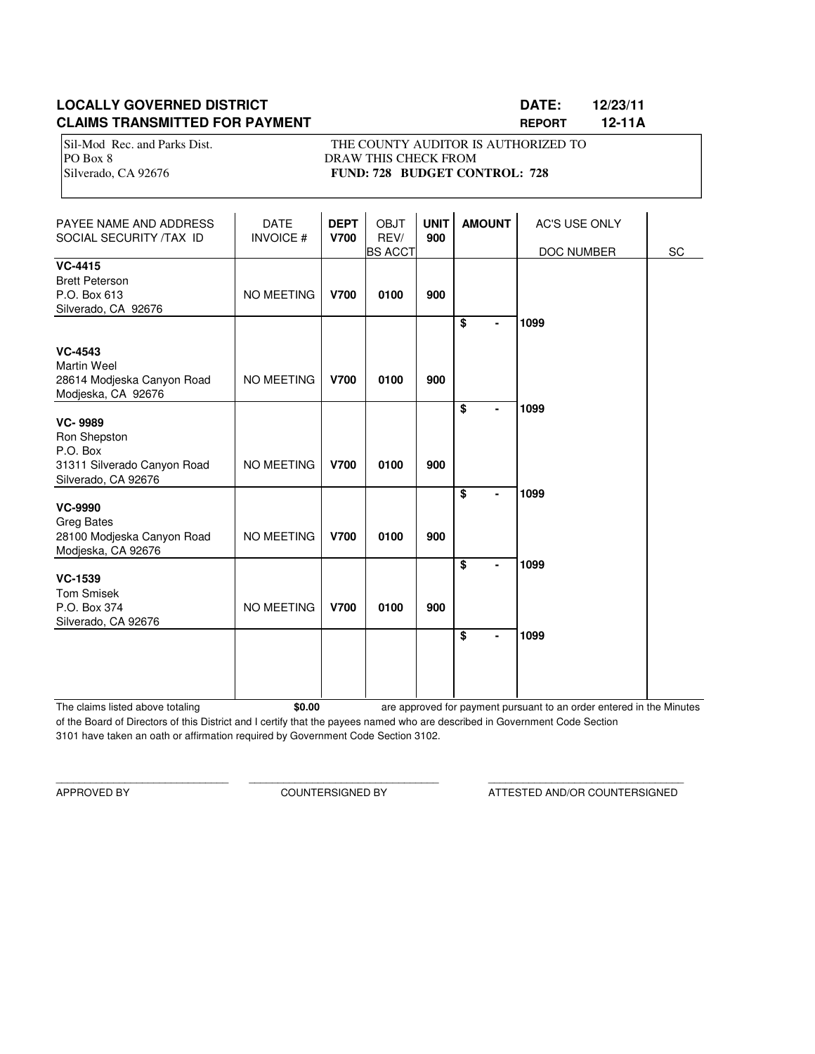**LOCALLY GOVERNED DISTRICT** **DATE: 12/23/11**

**CLAIMS TRANSMITTED FOR PAYMENT** **REPORT 12-11A**

Sil-Mod Rec. and Parks Dist.
PO Box 8
Silverado, CA 92676

THE COUNTY AUDITOR IS AUTHORIZED TO DRAW THIS CHECK FROM
**FUND: 728 BUDGET CONTROL: 728**

| PAYEE NAME AND ADDRESS SOCIAL SECURITY /TAX ID | DATE INVOICE # | DEPT V700 | OBJT REV/ BS ACCT | UNIT 900 | AMOUNT | AC'S USE ONLY DOC NUMBER | SC |
|---|---|---|---|---|---|---|---|
| **VC-4415** Brett Peterson P.O. Box 613 Silverado, CA 92676 | NO MEETING | **V700** | **0100** | **900** | **$ -** | **1099** | |
| **VC-4543** Martin Weel 28614 Modjeska Canyon Road Modjeska, CA 92676 | NO MEETING | **V700** | **0100** | **900** | **$ -** | **1099** | |
| **VC- 9989** Ron Shepston P.O. Box 31311 Silverado Canyon Road Silverado, CA 92676 | NO MEETING | **V700** | **0100** | **900** | **$ -** | **1099** | |
| **VC-9990** Greg Bates 28100 Modjeska Canyon Road Modjeska, CA 92676 | NO MEETING | **V700** | **0100** | **900** | **$ -** | **1099** | |
| **VC-1539** Tom Smisek P.O. Box 374 Silverado, CA 92676 | NO MEETING | **V700** | **0100** | **900** | **$ -** | **1099** | |

The claims listed above totaling **$0.00** are approved for payment pursuant to an order entered in the Minutes of the Board of Directors of this District and I certify that the payees named who are described in Government Code Section 3101 have taken an oath or affirmation required by Government Code Section 3102.

______________________________ APPROVED BY

______________________________ COUNTERSIGNED BY

______________________________ ATTESTED AND/OR COUNTERSIGNED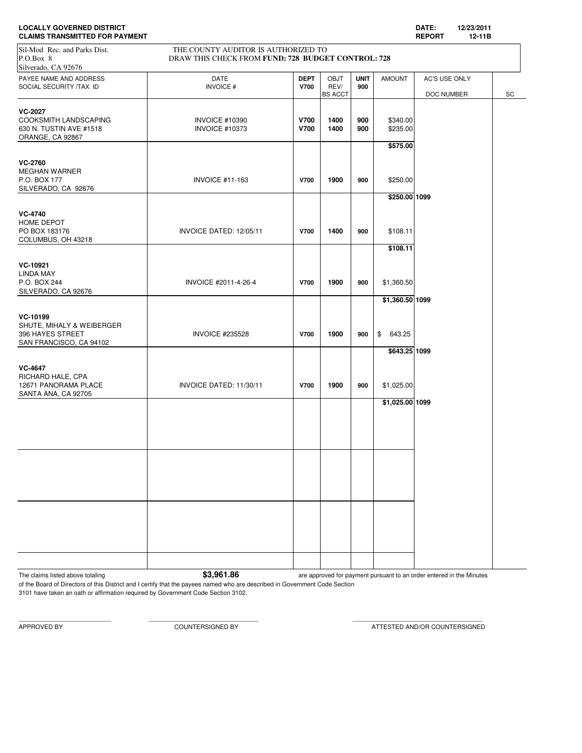**LOCALLY GOVERNED DISTRICT**
**CLAIMS TRANSMITTED FOR PAYMENT**

**DATE:** 12/23/2011
**REPORT** 12-11B

Sil-Mod Rec. and Parks Dist.
P.O.Box 8
Silverado, CA 92676

THE COUNTY AUDITOR IS AUTHORIZED TO
DRAW THIS CHECK FROM **FUND: 728 BUDGET CONTROL: 728**

| PAYEE NAME AND ADDRESS<br>SOCIAL SECURITY /TAX ID | DATE<br>INVOICE # | DEPT<br>V700 | OBJT<br>REV/<br>BS ACCT | UNIT<br>900 | AMOUNT | AC'S USE ONLY<br>DOC NUMBER | SC |
|---|---|---|---|---|---|---|---|
| **VC-2027**<br>COOKSMITH LANDSCAPING<br>630 N. TUSTIN AVE #1518<br>ORANGE, CA 92867 | INVOICE #10390<br>INVOICE #10373 | **V700**<br>**V700** | **1400**<br>**1400** | **900**<br>**900** | $340.00<br>$235.00 | | |
| | | | | | **$575.00** | | |
| **VC-2760**<br>MEGHAN WARNER<br>P.O. BOX 177<br>SILVERADO, CA 92676 | INVOICE #11-163 | **V700** | **1900** | **900** | $250.00 | | |
| | | | | | **$250.00** | **1099** | |
| **VC-4740**<br>HOME DEPOT<br>PO BOX 183176<br>COLUMBUS, OH 43218 | INVOICE DATED: 12/05/11 | **V700** | **1400** | **900** | $108.11 | | |
| | | | | | **$108.11** | | |
| **VC-10921**<br>LINDA MAY<br>P.O. BOX 244<br>SILVERADO, CA 92676 | INVOICE #2011-4-26-4 | **V700** | **1900** | **900** | $1,360.50 | | |
| | | | | | **$1,360.50** | **1099** | |
| **VC-10199**<br>SHUTE, MIHALY & WEIBERGER<br>396 HAYES STREET<br>SAN FRANCISCO, CA 94102 | INVOICE #235528 | **V700** | **1900** | **900** | $ 643.25 | | |
| | | | | | **$643.25** | **1099** | |
| **VC-4647**<br>RICHARD HALE, CPA<br>12671 PANORAMA PLACE<br>SANTA ANA, CA 92705 | INVOICE DATED: 11/30/11 | **V700** | **1900** | **900** | $1,025.00 | | |
| | | | | | **$1,025.00** | **1099** | |

The claims listed above totaling **$3,961.86** are approved for payment pursuant to an order entered in the Minutes of the Board of Directors of this District and I certify that the payees named who are described in Government Code Section 3101 have taken an oath or affirmation required by Government Code Section 3102.

APPROVED BY ____________________ COUNTERSIGNED BY ____________________ ATTESTED AND/OR COUNTERSIGNED ____________________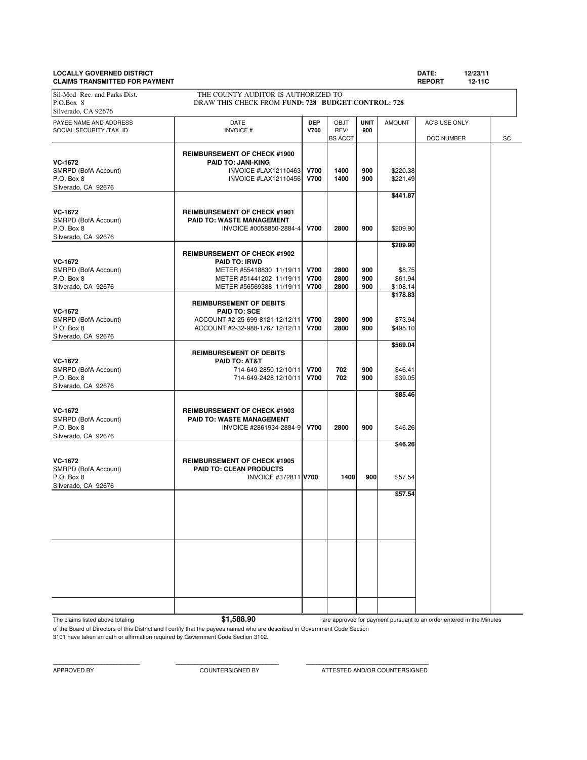**LOCALLY GOVERNED DISTRICT** **DATE:** 12/23/11
**CLAIMS TRANSMITTED FOR PAYMENT** **REPORT** 12-11C

Sil-Mod Rec. and Parks Dist.
P.O.Box 8
Silverado, CA 92676

THE COUNTY AUDITOR IS AUTHORIZED TO
DRAW THIS CHECK FROM **FUND: 728 BUDGET CONTROL: 728**

| PAYEE NAME AND ADDRESS<br>SOCIAL SECURITY /TAX ID | DATE<br>INVOICE # | DEP<br>V700 | OBJT<br>REV/<br>BS ACCT | UNIT<br>900 | AMOUNT | AC'S USE ONLY<br>DOC NUMBER | SC |
|---|---|---|---|---|---|---|---|
| | **REIMBURSEMENT OF CHECK #1900** | | | | | | |
| **VC-1672** | **PAID TO: JANI-KING** | | | | | | |
| SMRPD (BofA Account) | INVOICE #LAX12110463 | **V700** | **1400** | **900** | $220.38 | | |
| P.O. Box 8 | INVOICE #LAX12110456 | **V700** | **1400** | **900** | $221.49 | | |
| Silverado, CA 92676 | | | | | | | |
| | | | | | **$441.87** | | |
| **VC-1672** | **REIMBURSEMENT OF CHECK #1901** | | | | | | |
| SMRPD (BofA Account) | **PAID TO: WASTE MANAGEMENT** | | | | | | |
| P.O. Box 8 | INVOICE #0058850-2884-4 | **V700** | **2800** | **900** | $209.90 | | |
| Silverado, CA 92676 | | | | | | | |
| | | | | | **$209.90** | | |
| | **REIMBURSEMENT OF CHECK #1902** | | | | | | |
| **VC-1672** | **PAID TO: IRWD** | | | | | | |
| SMRPD (BofA Account) | METER #55418830 11/19/11 | **V700** | **2800** | **900** | $8.75 | | |
| P.O. Box 8 | METER #51441202 11/19/11 | **V700** | **2800** | **900** | $61.94 | | |
| Silverado, CA 92676 | METER #56569388 11/19/11 | **V700** | **2800** | **900** | $108.14 | | |
| | | | | | **$178.83** | | |
| | **REIMBURSEMENT OF DEBITS** | | | | | | |
| **VC-1672** | **PAID TO: SCE** | | | | | | |
| SMRPD (BofA Account) | ACCOUNT #2-25-699-8121 12/12/11 | **V700** | **2800** | **900** | $73.94 | | |
| P.O. Box 8 | ACCOUNT #2-32-988-1767 12/12/11 | **V700** | **2800** | **900** | $495.10 | | |
| Silverado, CA 92676 | | | | | | | |
| | | | | | **$569.04** | | |
| | **REIMBURSEMENT OF DEBITS** | | | | | | |
| **VC-1672** | **PAID TO: AT&T** | | | | | | |
| SMRPD (BofA Account) | 714-649-2850 12/10/11 | **V700** | **702** | **900** | $46.41 | | |
| P.O. Box 8 | 714-649-2428 12/10/11 | **V700** | **702** | **900** | $39.05 | | |
| Silverado, CA 92676 | | | | | | | |
| | | | | | **$85.46** | | |
| **VC-1672** | **REIMBURSEMENT OF CHECK #1903** | | | | | | |
| SMRPD (BofA Account) | **PAID TO: WASTE MANAGEMENT** | | | | | | |
| P.O. Box 8 | INVOICE #2861934-2884-9 | **V700** | **2800** | **900** | $46.26 | | |
| Silverado, CA 92676 | | | | | | | |
| | | | | | **$46.26** | | |
| **VC-1672** | **REIMBURSEMENT OF CHECK #1905** | | | | | | |
| SMRPD (BofA Account) | **PAID TO: CLEAN PRODUCTS** | | | | | | |
| P.O. Box 8 | INVOICE #372811 | **V700** | **1400** | **900** | $57.54 | | |
| Silverado, CA 92676 | | | | | | | |
| | | | | | **$57.54** | | |

The claims listed above totaling **$1,588.90** are approved for payment pursuant to an order entered in the Minutes of the Board of Directors of this District and I certify that the payees named who are described in Government Code Section 3101 have taken an oath or affirmation required by Government Code Section 3102.

\_\_\_\_\_\_\_\_\_\_\_\_\_\_\_\_\_\_\_\_\_\_\_\_ APPROVED BY

\_\_\_\_\_\_\_\_\_\_\_\_\_\_\_\_\_\_\_\_\_\_\_\_ COUNTERSIGNED BY

\_\_\_\_\_\_\_\_\_\_\_\_\_\_\_\_\_\_\_\_\_\_\_\_ ATTESTED AND/OR COUNTERSIGNED